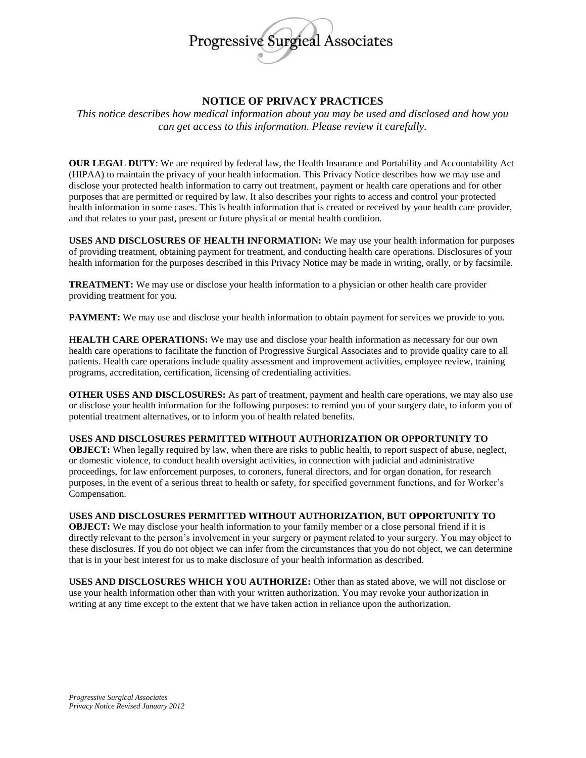# Progressive Surgical Associates

## NOTICE OF PRIVACY PRACTICES

*This notice describes how medical information about you may be used and disclosed and how you can get access to this information. Please review it carefully.*

**OUR LEGAL DUTY**: We are required by federal law, the Health Insurance and Portability and Accountability Act (HIPAA) to maintain the privacy of your health information. This Privacy Notice describes how we may use and disclose your protected health information to carry out treatment, payment or health care operations and for other purposes that are permitted or required by law. It also describes your rights to access and control your protected health information in some cases. This is health information that is created or received by your health care provider, and that relates to your past, present or future physical or mental health condition.

**USES AND DISCLOSURES OF HEALTH INFORMATION:** We may use your health information for purposes of providing treatment, obtaining payment for treatment, and conducting health care operations. Disclosures of your health information for the purposes described in this Privacy Notice may be made in writing, orally, or by facsimile.

**TREATMENT:** We may use or disclose your health information to a physician or other health care provider providing treatment for you.

**PAYMENT:** We may use and disclose your health information to obtain payment for services we provide to you.

**HEALTH CARE OPERATIONS:** We may use and disclose your health information as necessary for our own health care operations to facilitate the function of Progressive Surgical Associates and to provide quality care to all patients. Health care operations include quality assessment and improvement activities, employee review, training programs, accreditation, certification, licensing of credentialing activities.

**OTHER USES AND DISCLOSURES:** As part of treatment, payment and health care operations, we may also use or disclose your health information for the following purposes: to remind you of your surgery date, to inform you of potential treatment alternatives, or to inform you of health related benefits.

**USES AND DISCLOSURES PERMITTED WITHOUT AUTHORIZATION OR OPPORTUNITY TO OBJECT:** When legally required by law, when there are risks to public health, to report suspect of abuse, neglect, or domestic violence, to conduct health oversight activities, in connection with judicial and administrative proceedings, for law enforcement purposes, to coroners, funeral directors, and for organ donation, for research purposes, in the event of a serious threat to health or safety, for specified government functions, and for Worker's Compensation.

**USES AND DISCLOSURES PERMITTED WITHOUT AUTHORIZATION, BUT OPPORTUNITY TO OBJECT:** We may disclose your health information to your family member or a close personal friend if it is directly relevant to the person's involvement in your surgery or payment related to your surgery. You may object to these disclosures. If you do not object we can infer from the circumstances that you do not object, we can determine that is in your best interest for us to make disclosure of your health information as described.

**USES AND DISCLOSURES WHICH YOU AUTHORIZE:** Other than as stated above, we will not disclose or use your health information other than with your written authorization. You may revoke your authorization in writing at any time except to the extent that we have taken action in reliance upon the authorization.

*Progressive Surgical Associates*
*Privacy Notice Revised January 2012*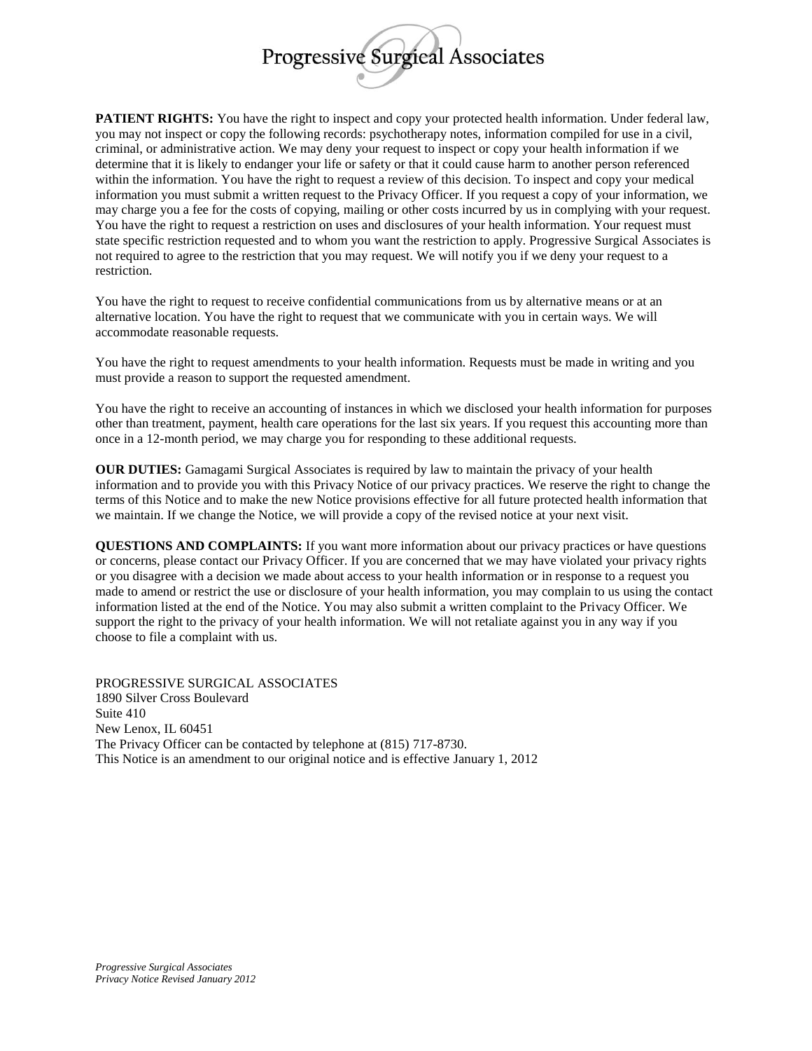Progressive Surgical Associates

**PATIENT RIGHTS:** You have the right to inspect and copy your protected health information. Under federal law, you may not inspect or copy the following records: psychotherapy notes, information compiled for use in a civil, criminal, or administrative action. We may deny your request to inspect or copy your health information if we determine that it is likely to endanger your life or safety or that it could cause harm to another person referenced within the information. You have the right to request a review of this decision. To inspect and copy your medical information you must submit a written request to the Privacy Officer. If you request a copy of your information, we may charge you a fee for the costs of copying, mailing or other costs incurred by us in complying with your request. You have the right to request a restriction on uses and disclosures of your health information. Your request must state specific restriction requested and to whom you want the restriction to apply. Progressive Surgical Associates is not required to agree to the restriction that you may request. We will notify you if we deny your request to a restriction.

You have the right to request to receive confidential communications from us by alternative means or at an alternative location. You have the right to request that we communicate with you in certain ways. We will accommodate reasonable requests.

You have the right to request amendments to your health information. Requests must be made in writing and you must provide a reason to support the requested amendment.

You have the right to receive an accounting of instances in which we disclosed your health information for purposes other than treatment, payment, health care operations for the last six years. If you request this accounting more than once in a 12-month period, we may charge you for responding to these additional requests.

**OUR DUTIES:** Gamagami Surgical Associates is required by law to maintain the privacy of your health information and to provide you with this Privacy Notice of our privacy practices. We reserve the right to change the terms of this Notice and to make the new Notice provisions effective for all future protected health information that we maintain. If we change the Notice, we will provide a copy of the revised notice at your next visit.

**QUESTIONS AND COMPLAINTS:** If you want more information about our privacy practices or have questions or concerns, please contact our Privacy Officer. If you are concerned that we may have violated your privacy rights or you disagree with a decision we made about access to your health information or in response to a request you made to amend or restrict the use or disclosure of your health information, you may complain to us using the contact information listed at the end of the Notice. You may also submit a written complaint to the Privacy Officer. We support the right to the privacy of your health information. We will not retaliate against you in any way if you choose to file a complaint with us.

PROGRESSIVE SURGICAL ASSOCIATES
1890 Silver Cross Boulevard
Suite 410
New Lenox, IL 60451
The Privacy Officer can be contacted by telephone at (815) 717-8730.
This Notice is an amendment to our original notice and is effective January 1, 2012

*Progressive Surgical Associates*
*Privacy Notice Revised January 2012*